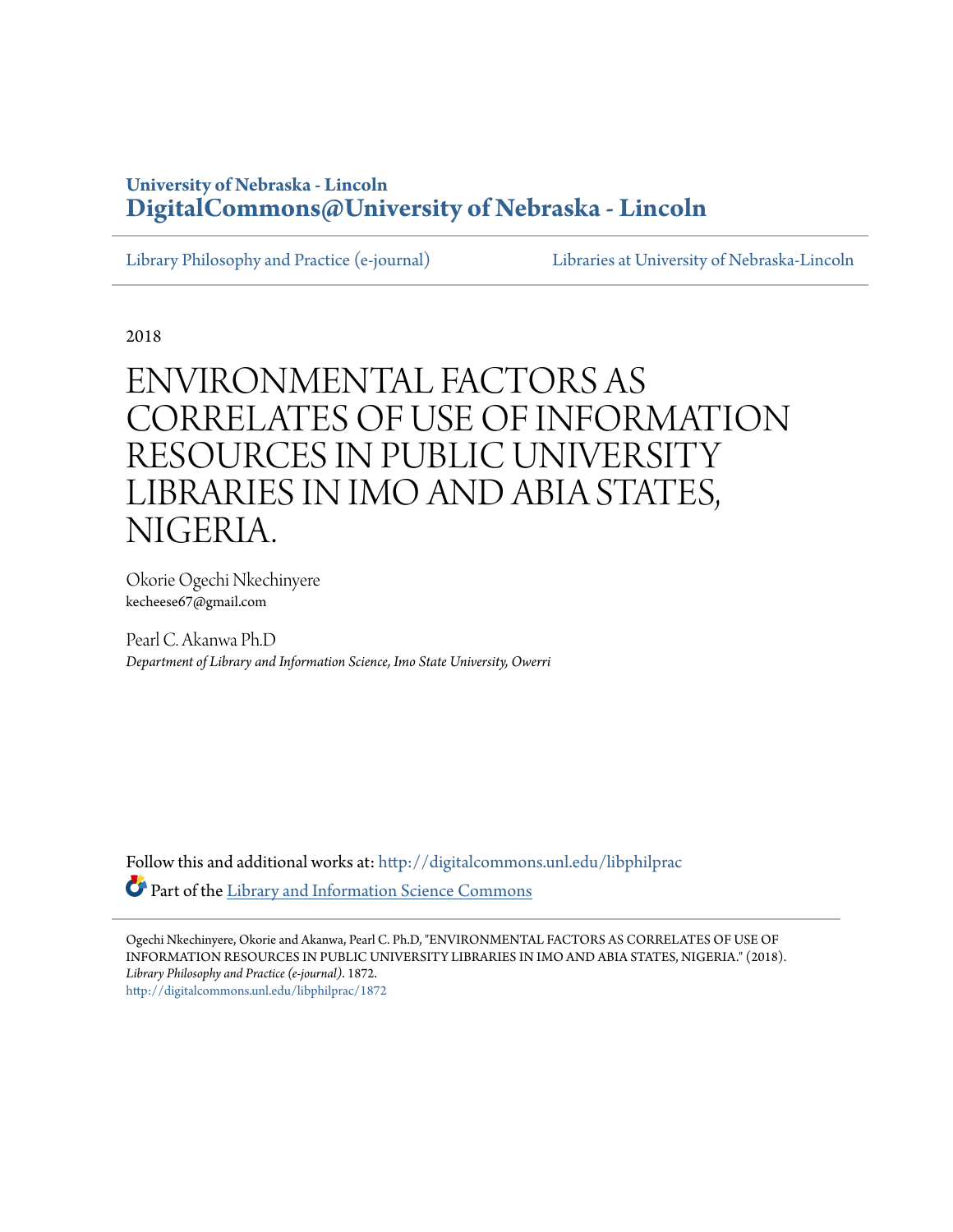University of Nebraska - Lincoln
**DigitalCommons@University of Nebraska - Lincoln**

Library Philosophy and Practice (e-journal) | Libraries at University of Nebraska-Lincoln

2018

# ENVIRONMENTAL FACTORS AS CORRELATES OF USE OF INFORMATION RESOURCES IN PUBLIC UNIVERSITY LIBRARIES IN IMO AND ABIA STATES, NIGERIA.

Okorie Ogechi Nkechinyere
kecheese67@gmail.com

Pearl C. Akanwa Ph.D
*Department of Library and Information Science, Imo State University, Owerri*

Follow this and additional works at: http://digitalcommons.unl.edu/libphilprac

Part of the Library and Information Science Commons

Ogechi Nkechinyere, Okorie and Akanwa, Pearl C. Ph.D, "ENVIRONMENTAL FACTORS AS CORRELATES OF USE OF INFORMATION RESOURCES IN PUBLIC UNIVERSITY LIBRARIES IN IMO AND ABIA STATES, NIGERIA." (2018). *Library Philosophy and Practice (e-journal)*. 1872.
http://digitalcommons.unl.edu/libphilprac/1872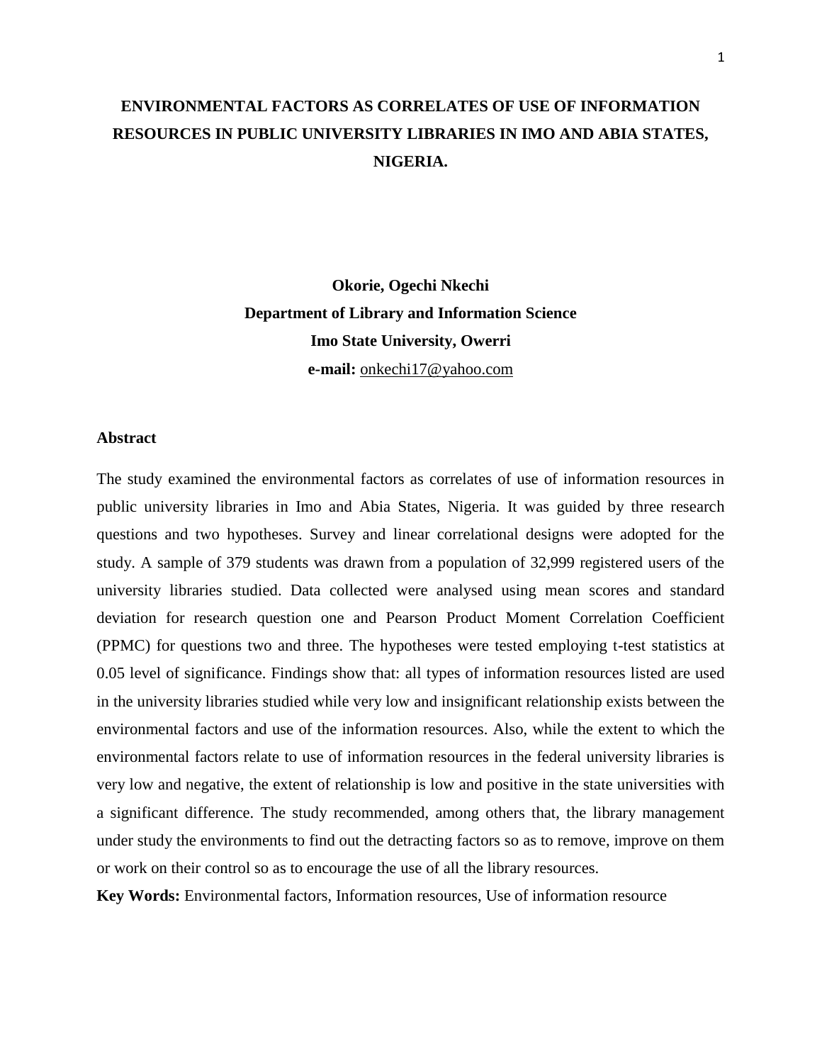# ENVIRONMENTAL FACTORS AS CORRELATES OF USE OF INFORMATION RESOURCES IN PUBLIC UNIVERSITY LIBRARIES IN IMO AND ABIA STATES, NIGERIA.

**Okorie, Ogechi Nkechi**
**Department of Library and Information Science**
**Imo State University, Owerri**
**e-mail:** onkechi17@yahoo.com

## Abstract

The study examined the environmental factors as correlates of use of information resources in public university libraries in Imo and Abia States, Nigeria. It was guided by three research questions and two hypotheses. Survey and linear correlational designs were adopted for the study. A sample of 379 students was drawn from a population of 32,999 registered users of the university libraries studied. Data collected were analysed using mean scores and standard deviation for research question one and Pearson Product Moment Correlation Coefficient (PPMC) for questions two and three. The hypotheses were tested employing t-test statistics at 0.05 level of significance. Findings show that: all types of information resources listed are used in the university libraries studied while very low and insignificant relationship exists between the environmental factors and use of the information resources. Also, while the extent to which the environmental factors relate to use of information resources in the federal university libraries is very low and negative, the extent of relationship is low and positive in the state universities with a significant difference. The study recommended, among others that, the library management under study the environments to find out the detracting factors so as to remove, improve on them or work on their control so as to encourage the use of all the library resources.

**Key Words:** Environmental factors, Information resources, Use of information resource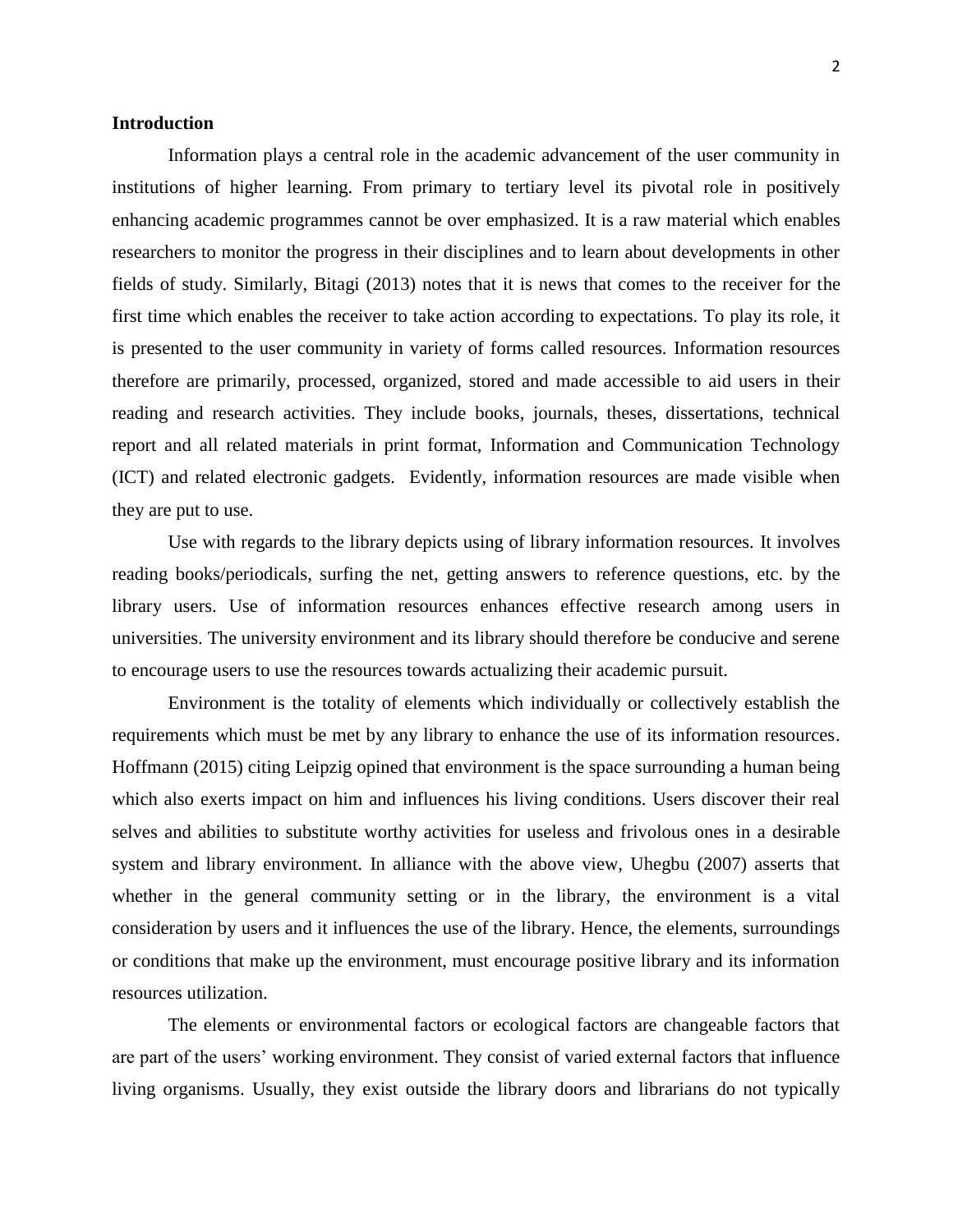**Introduction**

Information plays a central role in the academic advancement of the user community in institutions of higher learning. From primary to tertiary level its pivotal role in positively enhancing academic programmes cannot be over emphasized. It is a raw material which enables researchers to monitor the progress in their disciplines and to learn about developments in other fields of study. Similarly, Bitagi (2013) notes that it is news that comes to the receiver for the first time which enables the receiver to take action according to expectations. To play its role, it is presented to the user community in variety of forms called resources. Information resources therefore are primarily, processed, organized, stored and made accessible to aid users in their reading and research activities. They include books, journals, theses, dissertations, technical report and all related materials in print format, Information and Communication Technology (ICT) and related electronic gadgets. Evidently, information resources are made visible when they are put to use.

Use with regards to the library depicts using of library information resources. It involves reading books/periodicals, surfing the net, getting answers to reference questions, etc. by the library users. Use of information resources enhances effective research among users in universities. The university environment and its library should therefore be conducive and serene to encourage users to use the resources towards actualizing their academic pursuit.

Environment is the totality of elements which individually or collectively establish the requirements which must be met by any library to enhance the use of its information resources. Hoffmann (2015) citing Leipzig opined that environment is the space surrounding a human being which also exerts impact on him and influences his living conditions. Users discover their real selves and abilities to substitute worthy activities for useless and frivolous ones in a desirable system and library environment. In alliance with the above view, Uhegbu (2007) asserts that whether in the general community setting or in the library, the environment is a vital consideration by users and it influences the use of the library. Hence, the elements, surroundings or conditions that make up the environment, must encourage positive library and its information resources utilization.

The elements or environmental factors or ecological factors are changeable factors that are part of the users' working environment. They consist of varied external factors that influence living organisms. Usually, they exist outside the library doors and librarians do not typically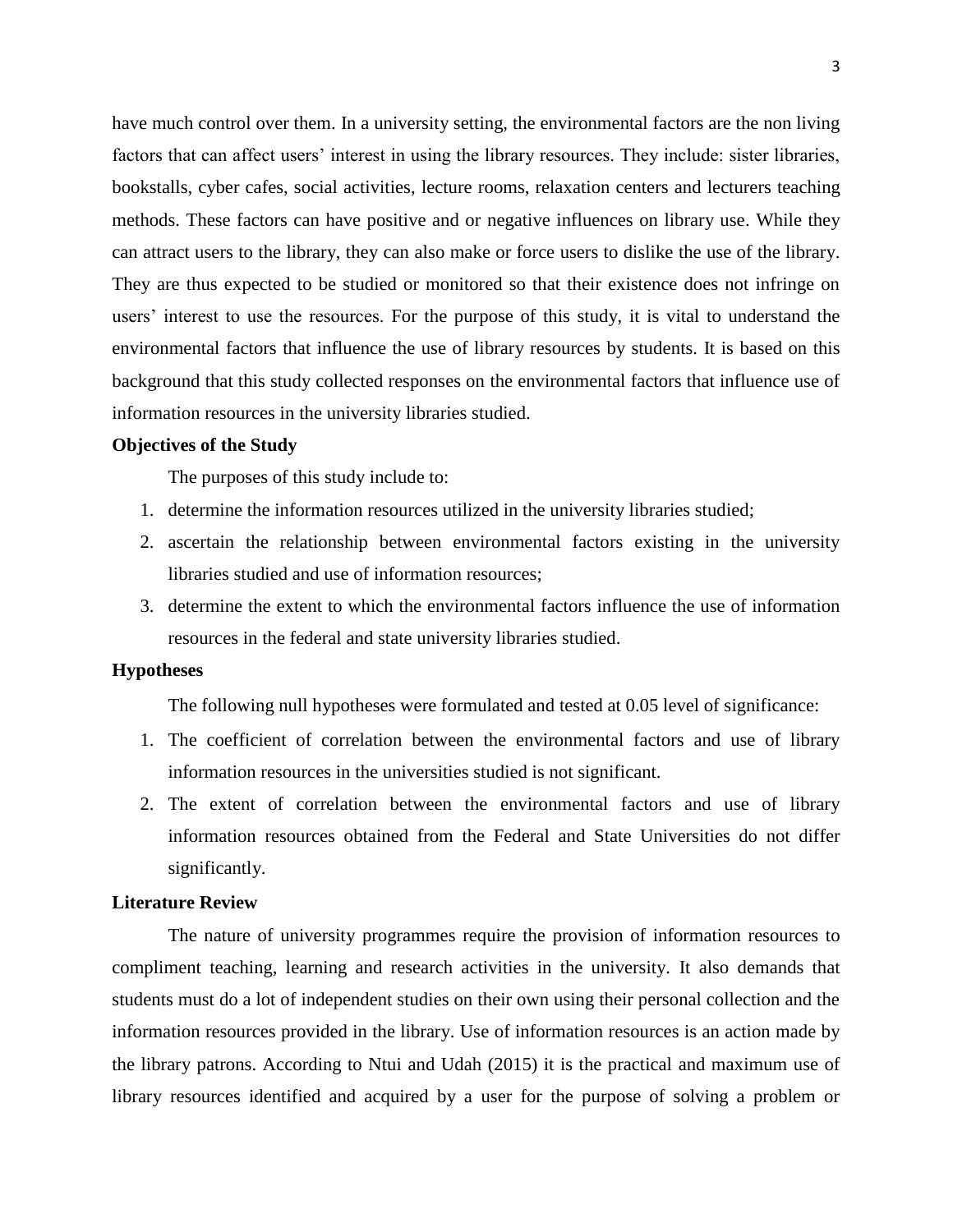have much control over them. In a university setting, the environmental factors are the non living factors that can affect users' interest in using the library resources. They include: sister libraries, bookstalls, cyber cafes, social activities, lecture rooms, relaxation centers and lecturers teaching methods. These factors can have positive and or negative influences on library use. While they can attract users to the library, they can also make or force users to dislike the use of the library. They are thus expected to be studied or monitored so that their existence does not infringe on users' interest to use the resources. For the purpose of this study, it is vital to understand the environmental factors that influence the use of library resources by students. It is based on this background that this study collected responses on the environmental factors that influence use of information resources in the university libraries studied.

**Objectives of the Study**

The purposes of this study include to:

1. determine the information resources utilized in the university libraries studied;
2. ascertain the relationship between environmental factors existing in the university libraries studied and use of information resources;
3. determine the extent to which the environmental factors influence the use of information resources in the federal and state university libraries studied.

**Hypotheses**

The following null hypotheses were formulated and tested at 0.05 level of significance:

1. The coefficient of correlation between the environmental factors and use of library information resources in the universities studied is not significant.
2. The extent of correlation between the environmental factors and use of library information resources obtained from the Federal and State Universities do not differ significantly.

**Literature Review**

The nature of university programmes require the provision of information resources to compliment teaching, learning and research activities in the university. It also demands that students must do a lot of independent studies on their own using their personal collection and the information resources provided in the library. Use of information resources is an action made by the library patrons. According to Ntui and Udah (2015) it is the practical and maximum use of library resources identified and acquired by a user for the purpose of solving a problem or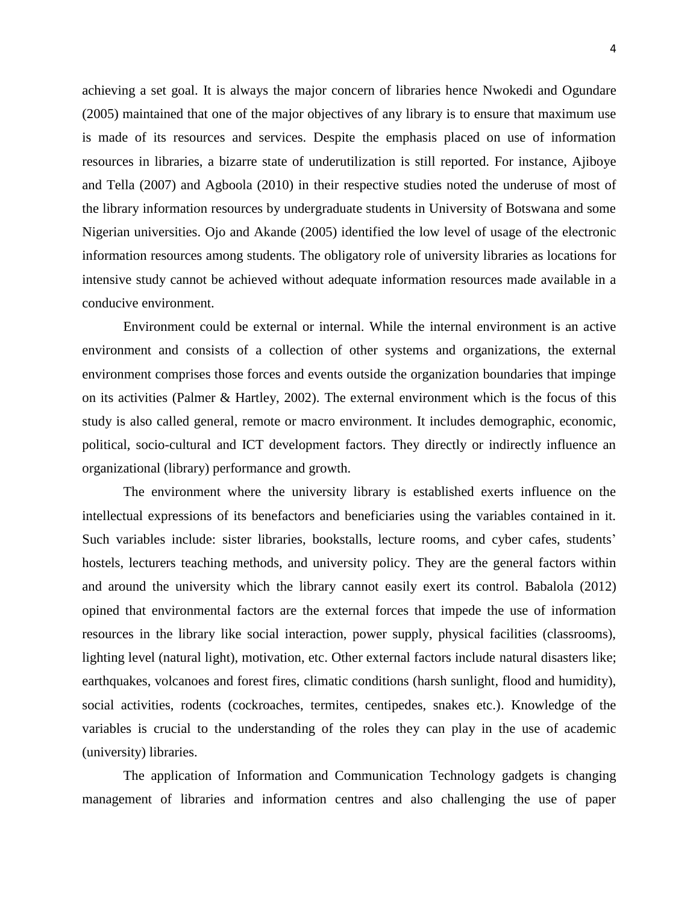achieving a set goal. It is always the major concern of libraries hence Nwokedi and Ogundare (2005) maintained that one of the major objectives of any library is to ensure that maximum use is made of its resources and services. Despite the emphasis placed on use of information resources in libraries, a bizarre state of underutilization is still reported. For instance, Ajiboye and Tella (2007) and Agboola (2010) in their respective studies noted the underuse of most of the library information resources by undergraduate students in University of Botswana and some Nigerian universities. Ojo and Akande (2005) identified the low level of usage of the electronic information resources among students. The obligatory role of university libraries as locations for intensive study cannot be achieved without adequate information resources made available in a conducive environment.

Environment could be external or internal. While the internal environment is an active environment and consists of a collection of other systems and organizations, the external environment comprises those forces and events outside the organization boundaries that impinge on its activities (Palmer & Hartley, 2002). The external environment which is the focus of this study is also called general, remote or macro environment. It includes demographic, economic, political, socio-cultural and ICT development factors. They directly or indirectly influence an organizational (library) performance and growth.

The environment where the university library is established exerts influence on the intellectual expressions of its benefactors and beneficiaries using the variables contained in it. Such variables include: sister libraries, bookstalls, lecture rooms, and cyber cafes, students' hostels, lecturers teaching methods, and university policy. They are the general factors within and around the university which the library cannot easily exert its control. Babalola (2012) opined that environmental factors are the external forces that impede the use of information resources in the library like social interaction, power supply, physical facilities (classrooms), lighting level (natural light), motivation, etc. Other external factors include natural disasters like; earthquakes, volcanoes and forest fires, climatic conditions (harsh sunlight, flood and humidity), social activities, rodents (cockroaches, termites, centipedes, snakes etc.). Knowledge of the variables is crucial to the understanding of the roles they can play in the use of academic (university) libraries.

The application of Information and Communication Technology gadgets is changing management of libraries and information centres and also challenging the use of paper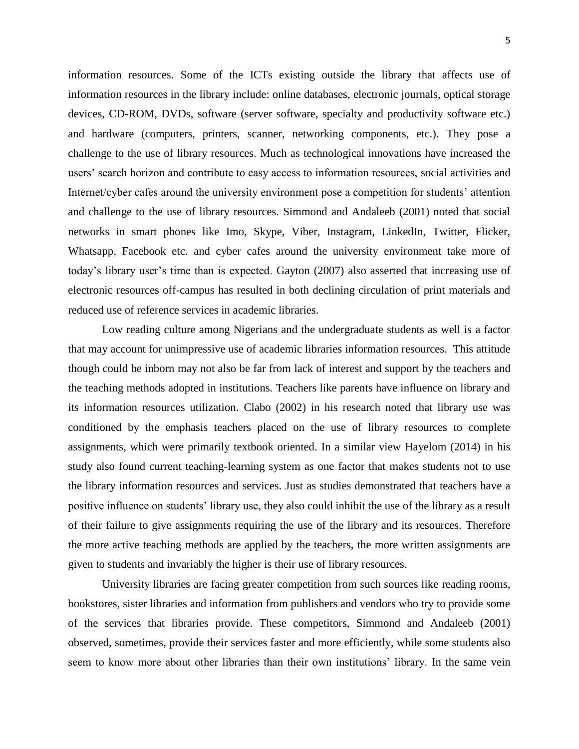information resources. Some of the ICTs existing outside the library that affects use of information resources in the library include: online databases, electronic journals, optical storage devices, CD-ROM, DVDs, software (server software, specialty and productivity software etc.) and hardware (computers, printers, scanner, networking components, etc.). They pose a challenge to the use of library resources. Much as technological innovations have increased the users' search horizon and contribute to easy access to information resources, social activities and Internet/cyber cafes around the university environment pose a competition for students' attention and challenge to the use of library resources. Simmond and Andaleeb (2001) noted that social networks in smart phones like Imo, Skype, Viber, Instagram, LinkedIn, Twitter, Flicker, Whatsapp, Facebook etc. and cyber cafes around the university environment take more of today's library user's time than is expected. Gayton (2007) also asserted that increasing use of electronic resources off-campus has resulted in both declining circulation of print materials and reduced use of reference services in academic libraries.

Low reading culture among Nigerians and the undergraduate students as well is a factor that may account for unimpressive use of academic libraries information resources. This attitude though could be inborn may not also be far from lack of interest and support by the teachers and the teaching methods adopted in institutions. Teachers like parents have influence on library and its information resources utilization. Clabo (2002) in his research noted that library use was conditioned by the emphasis teachers placed on the use of library resources to complete assignments, which were primarily textbook oriented. In a similar view Hayelom (2014) in his study also found current teaching-learning system as one factor that makes students not to use the library information resources and services. Just as studies demonstrated that teachers have a positive influence on students' library use, they also could inhibit the use of the library as a result of their failure to give assignments requiring the use of the library and its resources. Therefore the more active teaching methods are applied by the teachers, the more written assignments are given to students and invariably the higher is their use of library resources.

University libraries are facing greater competition from such sources like reading rooms, bookstores, sister libraries and information from publishers and vendors who try to provide some of the services that libraries provide. These competitors, Simmond and Andaleeb (2001) observed, sometimes, provide their services faster and more efficiently, while some students also seem to know more about other libraries than their own institutions' library. In the same vein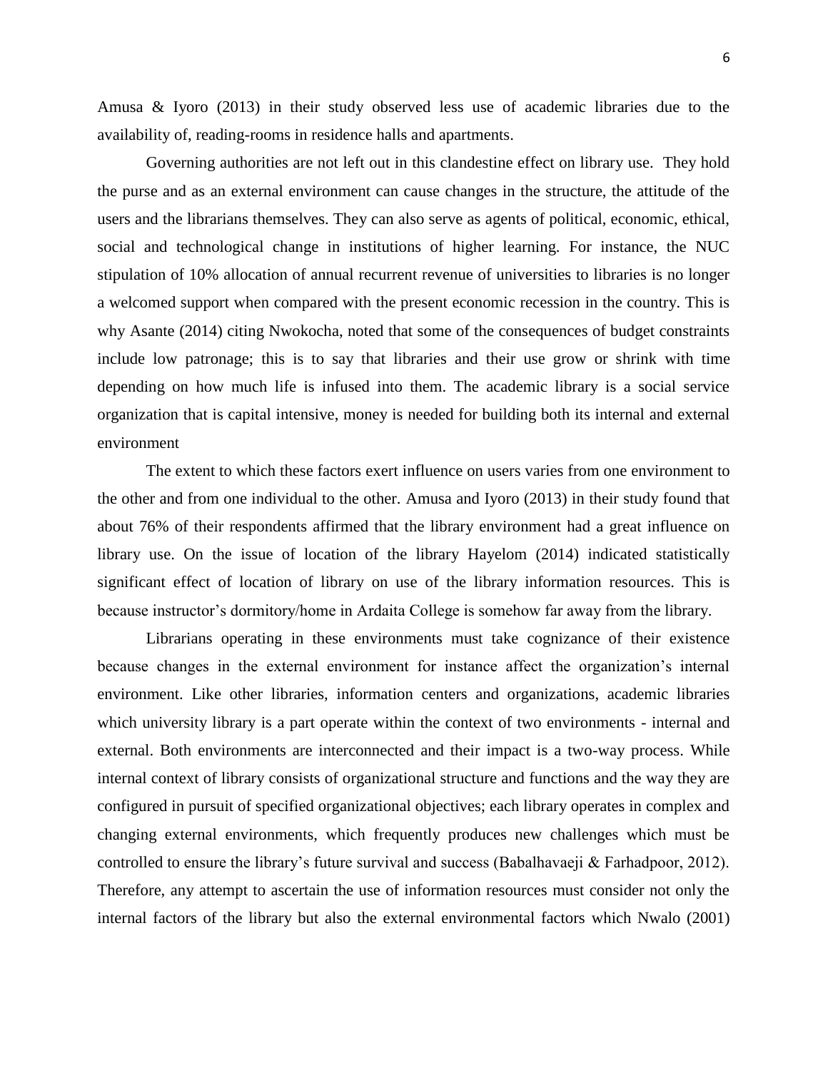Amusa & Iyoro (2013) in their study observed less use of academic libraries due to the availability of, reading-rooms in residence halls and apartments.

Governing authorities are not left out in this clandestine effect on library use. They hold the purse and as an external environment can cause changes in the structure, the attitude of the users and the librarians themselves. They can also serve as agents of political, economic, ethical, social and technological change in institutions of higher learning. For instance, the NUC stipulation of 10% allocation of annual recurrent revenue of universities to libraries is no longer a welcomed support when compared with the present economic recession in the country. This is why Asante (2014) citing Nwokocha, noted that some of the consequences of budget constraints include low patronage; this is to say that libraries and their use grow or shrink with time depending on how much life is infused into them. The academic library is a social service organization that is capital intensive, money is needed for building both its internal and external environment

The extent to which these factors exert influence on users varies from one environment to the other and from one individual to the other. Amusa and Iyoro (2013) in their study found that about 76% of their respondents affirmed that the library environment had a great influence on library use. On the issue of location of the library Hayelom (2014) indicated statistically significant effect of location of library on use of the library information resources. This is because instructor's dormitory/home in Ardaita College is somehow far away from the library.

Librarians operating in these environments must take cognizance of their existence because changes in the external environment for instance affect the organization's internal environment. Like other libraries, information centers and organizations, academic libraries which university library is a part operate within the context of two environments - internal and external. Both environments are interconnected and their impact is a two-way process. While internal context of library consists of organizational structure and functions and the way they are configured in pursuit of specified organizational objectives; each library operates in complex and changing external environments, which frequently produces new challenges which must be controlled to ensure the library's future survival and success (Babalhavaeji & Farhadpoor, 2012). Therefore, any attempt to ascertain the use of information resources must consider not only the internal factors of the library but also the external environmental factors which Nwalo (2001)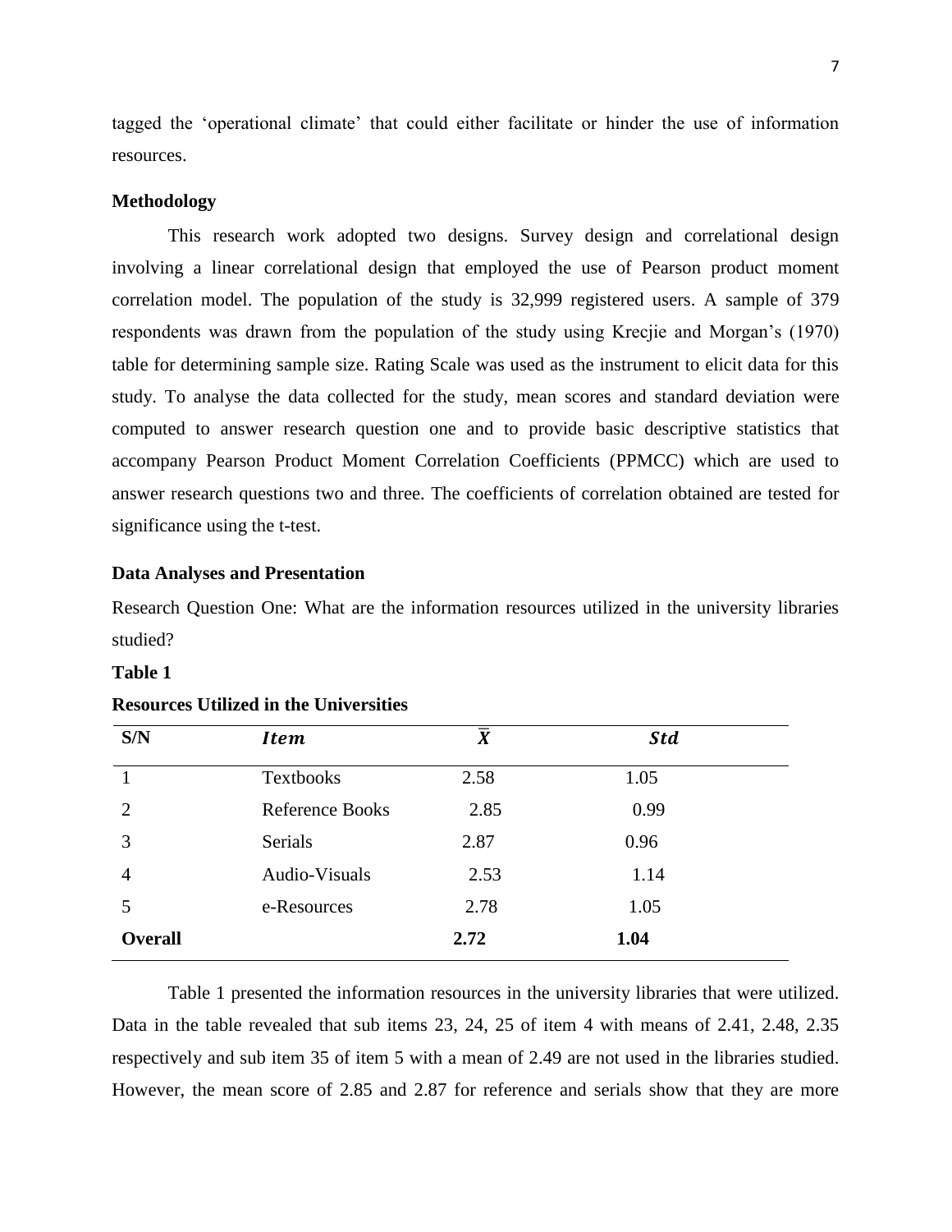tagged the 'operational climate' that could either facilitate or hinder the use of information resources.

**Methodology**

This research work adopted two designs. Survey design and correlational design involving a linear correlational design that employed the use of Pearson product moment correlation model. The population of the study is 32,999 registered users. A sample of 379 respondents was drawn from the population of the study using Krecjie and Morgan's (1970) table for determining sample size. Rating Scale was used as the instrument to elicit data for this study. To analyse the data collected for the study, mean scores and standard deviation were computed to answer research question one and to provide basic descriptive statistics that accompany Pearson Product Moment Correlation Coefficients (PPMCC) which are used to answer research questions two and three. The coefficients of correlation obtained are tested for significance using the t-test.

**Data Analyses and Presentation**

Research Question One: What are the information resources utilized in the university libraries studied?

**Table 1**

**Resources Utilized in the Universities**

| S/N | *Item* | $\bar{X}$ | *Std* |
|---|---|---|---|
| 1 | Textbooks | 2.58 | 1.05 |
| 2 | Reference Books | 2.85 | 0.99 |
| 3 | Serials | 2.87 | 0.96 |
| 4 | Audio-Visuals | 2.53 | 1.14 |
| 5 | e-Resources | 2.78 | 1.05 |
| **Overall** | | **2.72** | **1.04** |

Table 1 presented the information resources in the university libraries that were utilized. Data in the table revealed that sub items 23, 24, 25 of item 4 with means of 2.41, 2.48, 2.35 respectively and sub item 35 of item 5 with a mean of 2.49 are not used in the libraries studied. However, the mean score of 2.85 and 2.87 for reference and serials show that they are more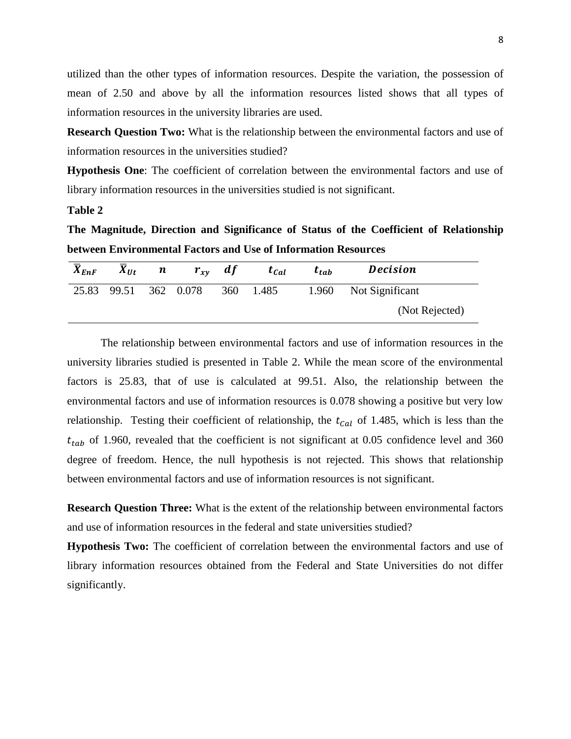utilized than the other types of information resources. Despite the variation, the possession of mean of 2.50 and above by all the information resources listed shows that all types of information resources in the university libraries are used.

**Research Question Two:** What is the relationship between the environmental factors and use of information resources in the universities studied?

**Hypothesis One**: The coefficient of correlation between the environmental factors and use of library information resources in the universities studied is not significant.

**Table 2**

**The Magnitude, Direction and Significance of Status of the Coefficient of Relationship between Environmental Factors and Use of Information Resources**

| $\bar{X}_{EnF}$ | $\bar{X}_{Ut}$ | $n$ | $r_{xy}$ | $df$ | $t_{Cal}$ | $t_{tab}$ | $Decision$ |
|---|---|---|---|---|---|---|---|
| 25.83 | 99.51 | 362 | 0.078 | 360 | 1.485 | 1.960 | Not Significant (Not Rejected) |

The relationship between environmental factors and use of information resources in the university libraries studied is presented in Table 2. While the mean score of the environmental factors is 25.83, that of use is calculated at 99.51. Also, the relationship between the environmental factors and use of information resources is 0.078 showing a positive but very low relationship. Testing their coefficient of relationship, the $t_{Cal}$ of 1.485, which is less than the $t_{tab}$ of 1.960, revealed that the coefficient is not significant at 0.05 confidence level and 360 degree of freedom. Hence, the null hypothesis is not rejected. This shows that relationship between environmental factors and use of information resources is not significant.

**Research Question Three:** What is the extent of the relationship between environmental factors and use of information resources in the federal and state universities studied?

**Hypothesis Two:** The coefficient of correlation between the environmental factors and use of library information resources obtained from the Federal and State Universities do not differ significantly.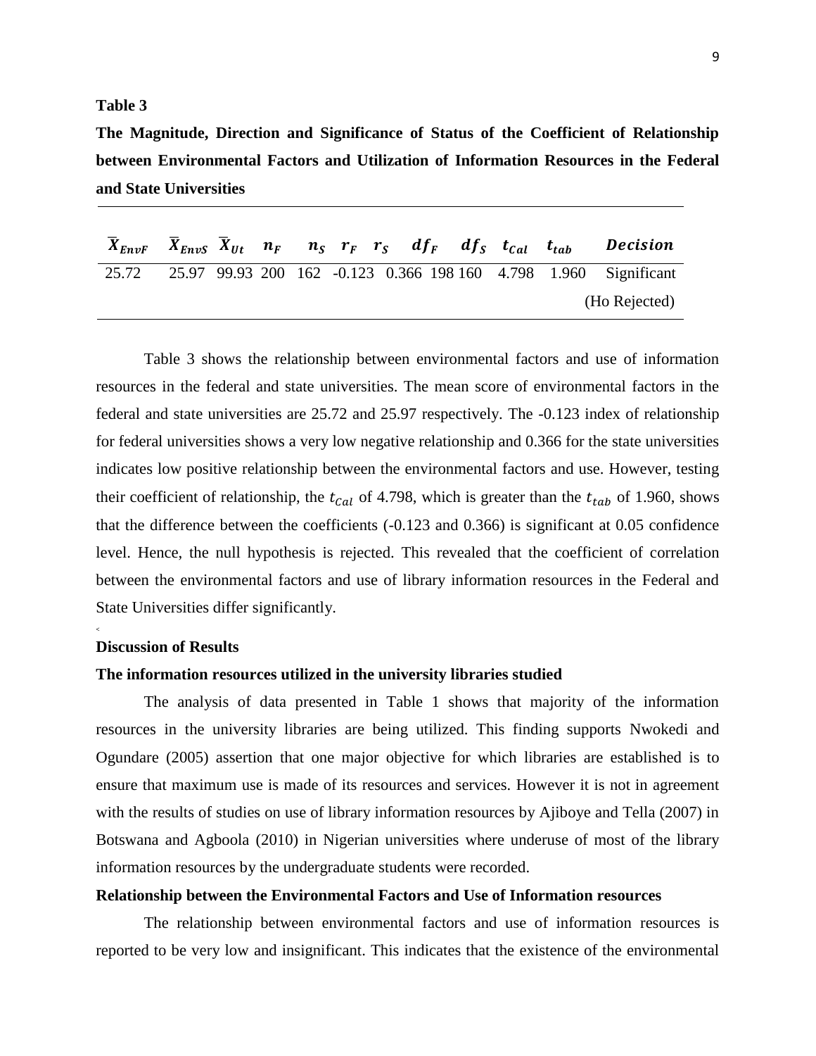**Table 3**

**The Magnitude, Direction and Significance of Status of the Coefficient of Relationship between Environmental Factors and Utilization of Information Resources in the Federal and State Universities**

| $\overline{X}_{EnvF}$ | $\overline{X}_{EnvS}$ | $\overline{X}_{Ut}$ | $n_F$ | $n_S$ | $r_F$ | $r_S$ | $df_F$ | $df_S$ | $t_{Cal}$ | $t_{tab}$ | *Decision* |
|---|---|---|---|---|---|---|---|---|---|---|---|
| 25.72 | 25.97 | 99.93 | 200 | 162 | -0.123 | 0.366 | 198 | 160 | 4.798 | 1.960 | Significant (Ho Rejected) |

Table 3 shows the relationship between environmental factors and use of information resources in the federal and state universities. The mean score of environmental factors in the federal and state universities are 25.72 and 25.97 respectively. The -0.123 index of relationship for federal universities shows a very low negative relationship and 0.366 for the state universities indicates low positive relationship between the environmental factors and use. However, testing their coefficient of relationship, the $t_{Cal}$ of 4.798, which is greater than the $t_{tab}$ of 1.960, shows that the difference between the coefficients (-0.123 and 0.366) is significant at 0.05 confidence level. Hence, the null hypothesis is rejected. This revealed that the coefficient of correlation between the environmental factors and use of library information resources in the Federal and State Universities differ significantly.

## Discussion of Results

### The information resources utilized in the university libraries studied

The analysis of data presented in Table 1 shows that majority of the information resources in the university libraries are being utilized. This finding supports Nwokedi and Ogundare (2005) assertion that one major objective for which libraries are established is to ensure that maximum use is made of its resources and services. However it is not in agreement with the results of studies on use of library information resources by Ajiboye and Tella (2007) in Botswana and Agboola (2010) in Nigerian universities where underuse of most of the library information resources by the undergraduate students were recorded.

### Relationship between the Environmental Factors and Use of Information resources

The relationship between environmental factors and use of information resources is reported to be very low and insignificant. This indicates that the existence of the environmental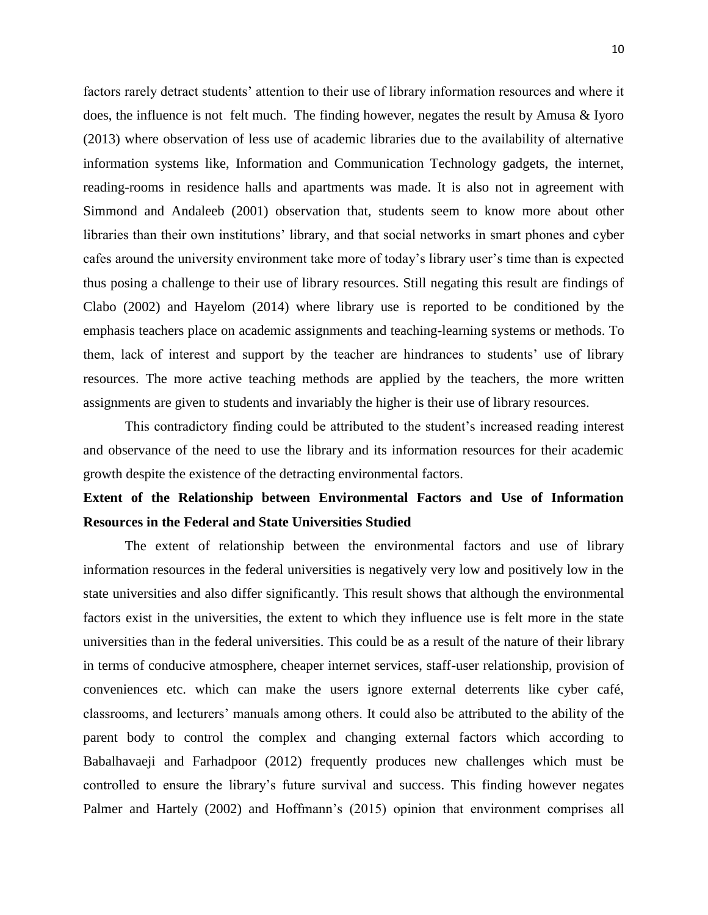factors rarely detract students' attention to their use of library information resources and where it does, the influence is not felt much. The finding however, negates the result by Amusa & Iyoro (2013) where observation of less use of academic libraries due to the availability of alternative information systems like, Information and Communication Technology gadgets, the internet, reading-rooms in residence halls and apartments was made. It is also not in agreement with Simmond and Andaleeb (2001) observation that, students seem to know more about other libraries than their own institutions' library, and that social networks in smart phones and cyber cafes around the university environment take more of today's library user's time than is expected thus posing a challenge to their use of library resources. Still negating this result are findings of Clabo (2002) and Hayelom (2014) where library use is reported to be conditioned by the emphasis teachers place on academic assignments and teaching-learning systems or methods. To them, lack of interest and support by the teacher are hindrances to students' use of library resources. The more active teaching methods are applied by the teachers, the more written assignments are given to students and invariably the higher is their use of library resources.

This contradictory finding could be attributed to the student's increased reading interest and observance of the need to use the library and its information resources for their academic growth despite the existence of the detracting environmental factors.

**Extent of the Relationship between Environmental Factors and Use of Information Resources in the Federal and State Universities Studied**

The extent of relationship between the environmental factors and use of library information resources in the federal universities is negatively very low and positively low in the state universities and also differ significantly. This result shows that although the environmental factors exist in the universities, the extent to which they influence use is felt more in the state universities than in the federal universities. This could be as a result of the nature of their library in terms of conducive atmosphere, cheaper internet services, staff-user relationship, provision of conveniences etc. which can make the users ignore external deterrents like cyber café, classrooms, and lecturers' manuals among others. It could also be attributed to the ability of the parent body to control the complex and changing external factors which according to Babalhavaeji and Farhadpoor (2012) frequently produces new challenges which must be controlled to ensure the library's future survival and success. This finding however negates Palmer and Hartely (2002) and Hoffmann's (2015) opinion that environment comprises all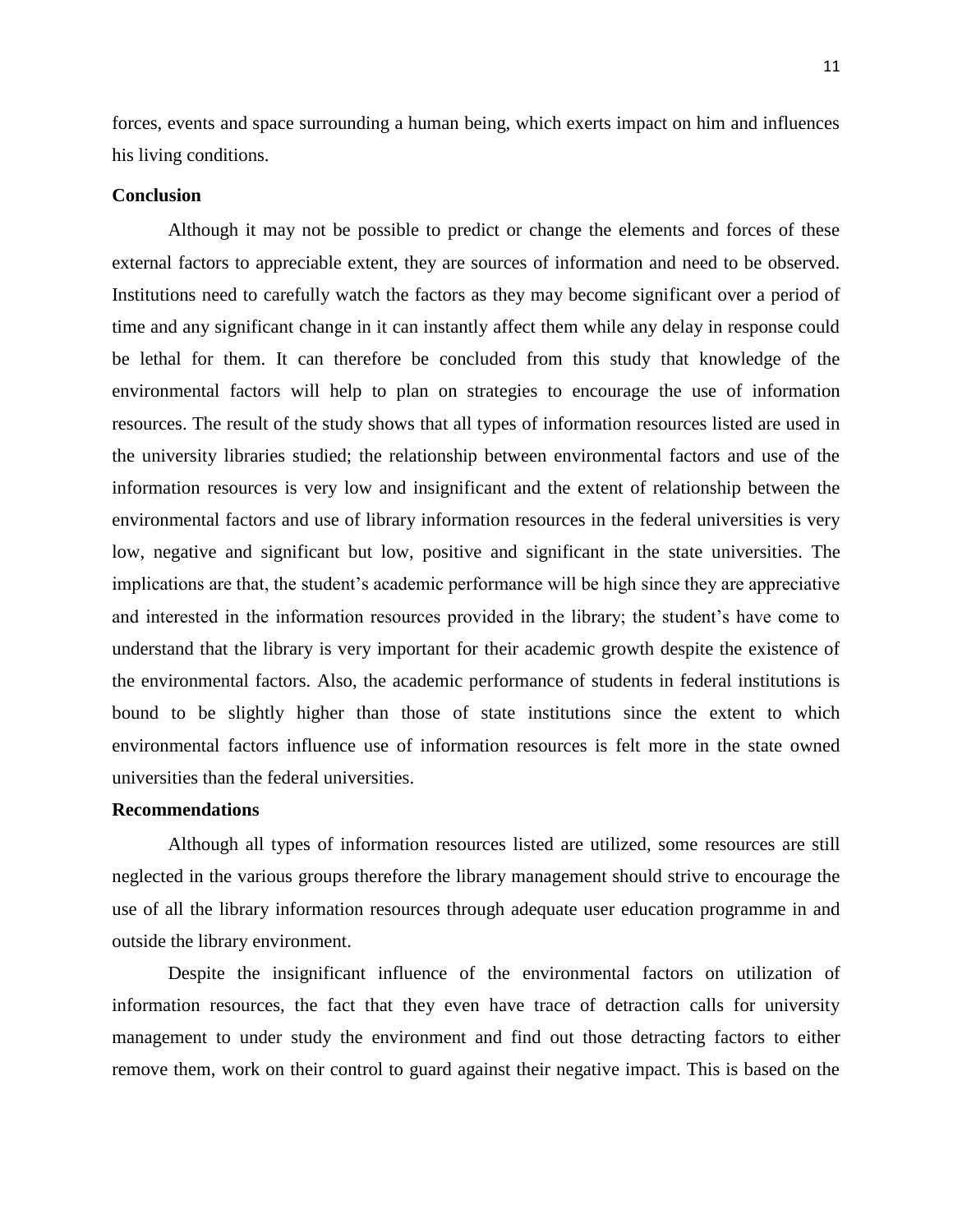forces, events and space surrounding a human being, which exerts impact on him and influences his living conditions.

**Conclusion**

Although it may not be possible to predict or change the elements and forces of these external factors to appreciable extent, they are sources of information and need to be observed. Institutions need to carefully watch the factors as they may become significant over a period of time and any significant change in it can instantly affect them while any delay in response could be lethal for them. It can therefore be concluded from this study that knowledge of the environmental factors will help to plan on strategies to encourage the use of information resources. The result of the study shows that all types of information resources listed are used in the university libraries studied; the relationship between environmental factors and use of the information resources is very low and insignificant and the extent of relationship between the environmental factors and use of library information resources in the federal universities is very low, negative and significant but low, positive and significant in the state universities. The implications are that, the student's academic performance will be high since they are appreciative and interested in the information resources provided in the library; the student's have come to understand that the library is very important for their academic growth despite the existence of the environmental factors. Also, the academic performance of students in federal institutions is bound to be slightly higher than those of state institutions since the extent to which environmental factors influence use of information resources is felt more in the state owned universities than the federal universities.

**Recommendations**

Although all types of information resources listed are utilized, some resources are still neglected in the various groups therefore the library management should strive to encourage the use of all the library information resources through adequate user education programme in and outside the library environment.

Despite the insignificant influence of the environmental factors on utilization of information resources, the fact that they even have trace of detraction calls for university management to under study the environment and find out those detracting factors to either remove them, work on their control to guard against their negative impact. This is based on the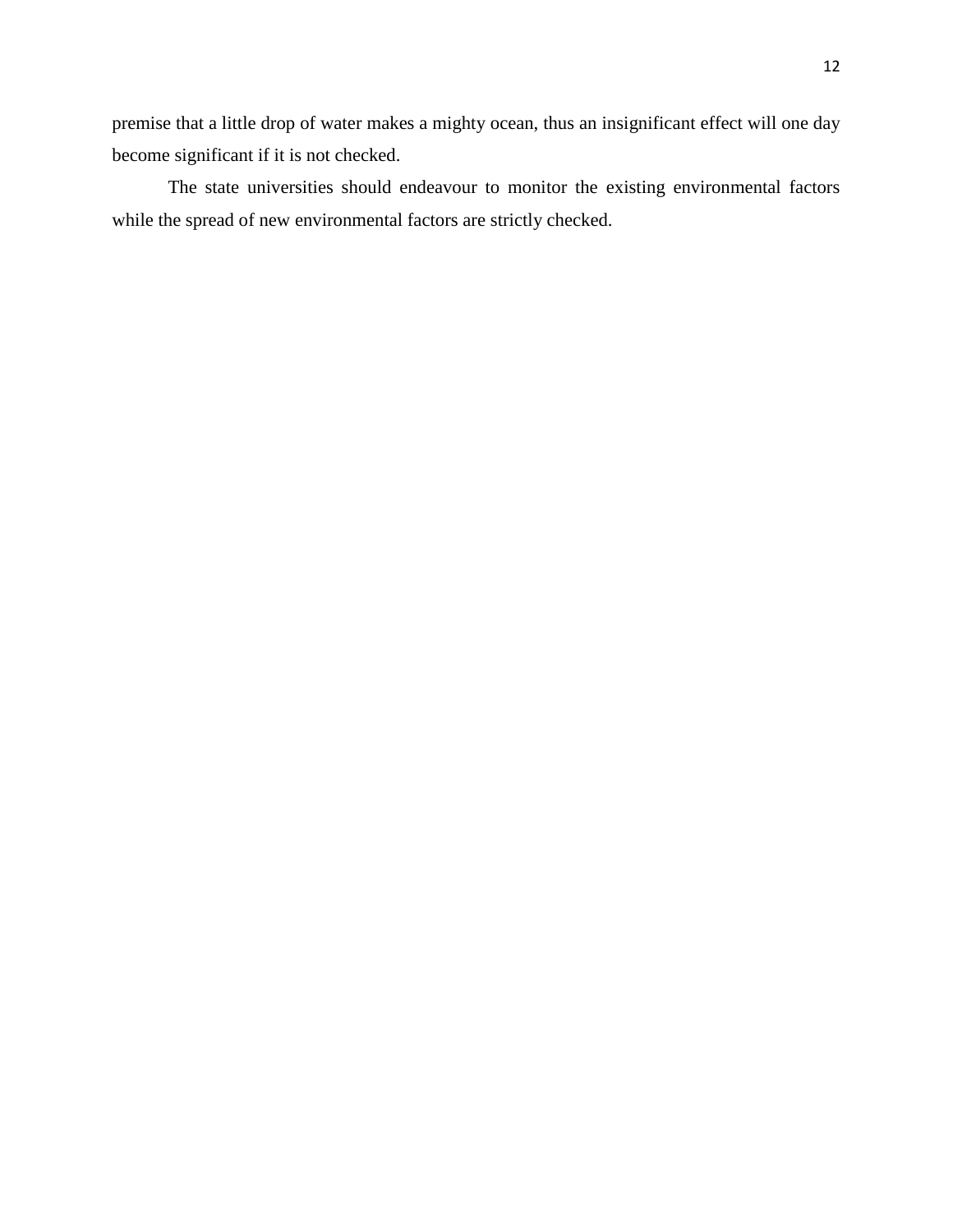premise that a little drop of water makes a mighty ocean, thus an insignificant effect will one day become significant if it is not checked.

The state universities should endeavour to monitor the existing environmental factors while the spread of new environmental factors are strictly checked.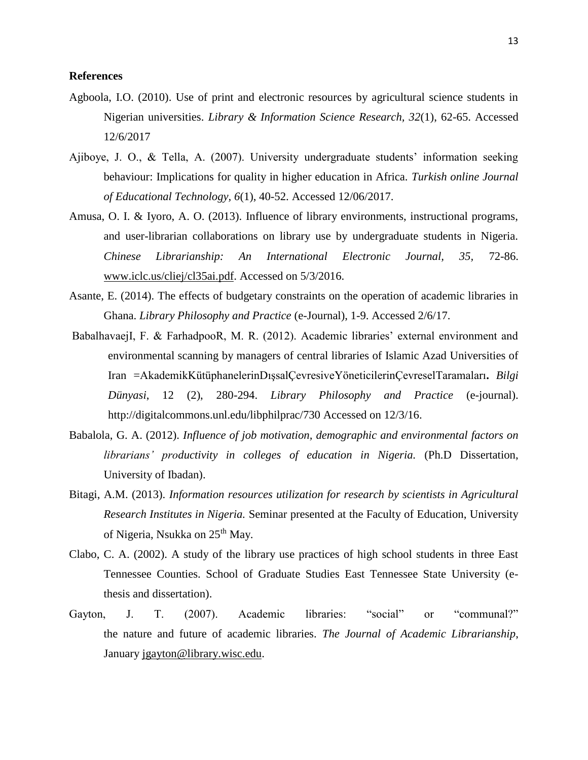**References**

Agboola, I.O. (2010). Use of print and electronic resources by agricultural science students in Nigerian universities. *Library & Information Science Research, 32*(1), 62-65. Accessed 12/6/2017

Ajiboye, J. O., & Tella, A. (2007). University undergraduate students' information seeking behaviour: Implications for quality in higher education in Africa. *Turkish online Journal of Educational Technology, 6*(1), 40-52. Accessed 12/06/2017.

Amusa, O. I. & Iyoro, A. O. (2013). Influence of library environments, instructional programs, and user-librarian collaborations on library use by undergraduate students in Nigeria. *Chinese Librarianship: An International Electronic Journal, 35,* 72-86. www.iclc.us/cliej/cl35ai.pdf. Accessed on 5/3/2016.

Asante, E. (2014). The effects of budgetary constraints on the operation of academic libraries in Ghana. *Library Philosophy and Practice* (e-Journal), 1-9. Accessed 2/6/17.

BabalhavaejI, F. & FarhadpooR, M. R. (2012). Academic libraries' external environment and environmental scanning by managers of central libraries of Islamic Azad Universities of Iran =AkademikKütüphanelerinDışsalÇevresiveYöneticilerinÇevreselTaramaları**.** *Bilgi Dünyasi*, 12 (2), 280-294. *Library Philosophy and Practice* (e-journal). http://digitalcommons.unl.edu/libphilprac/730 Accessed on 12/3/16.

Babalola, G. A. (2012). *Influence of job motivation, demographic and environmental factors on librarians' productivity in colleges of education in Nigeria.* (Ph.D Dissertation, University of Ibadan).

Bitagi, A.M. (2013). *Information resources utilization for research by scientists in Agricultural Research Institutes in Nigeria.* Seminar presented at the Faculty of Education, University of Nigeria, Nsukka on 25th May.

Clabo, C. A. (2002). A study of the library use practices of high school students in three East Tennessee Counties. School of Graduate Studies East Tennessee State University (e-thesis and dissertation).

Gayton, J. T. (2007). Academic libraries: "social" or "communal?" the nature and future of academic libraries. *The Journal of Academic Librarianship*, January jgayton@library.wisc.edu.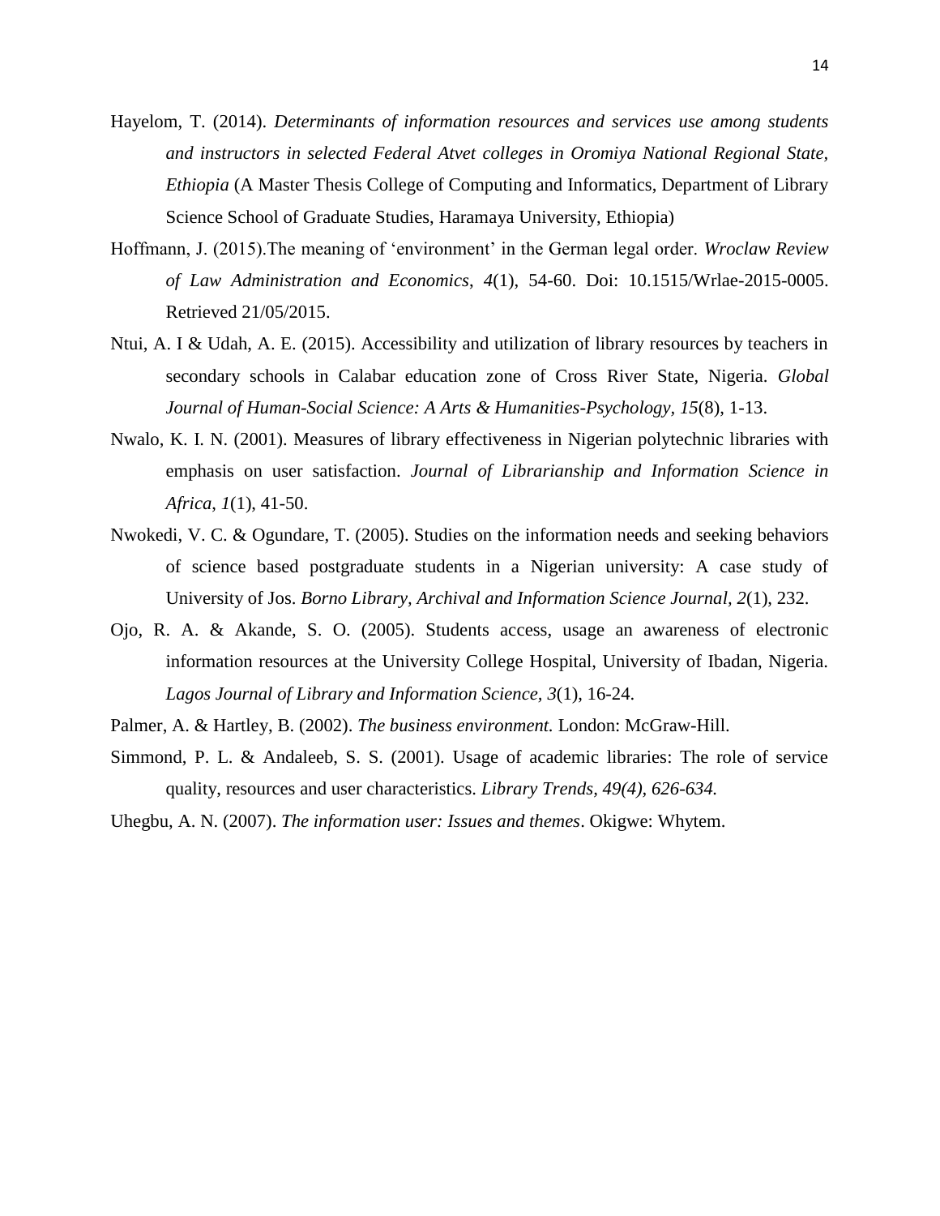Hayelom, T. (2014). *Determinants of information resources and services use among students and instructors in selected Federal Atvet colleges in Oromiya National Regional State, Ethiopia* (A Master Thesis College of Computing and Informatics, Department of Library Science School of Graduate Studies, Haramaya University, Ethiopia)

Hoffmann, J. (2015).The meaning of 'environment' in the German legal order. *Wroclaw Review of Law Administration and Economics*, *4*(1), 54-60. Doi: 10.1515/Wrlae-2015-0005. Retrieved 21/05/2015.

Ntui, A. I & Udah, A. E. (2015). Accessibility and utilization of library resources by teachers in secondary schools in Calabar education zone of Cross River State, Nigeria. *Global Journal of Human-Social Science: A Arts & Humanities-Psychology, 15*(8), 1-13.

Nwalo, K. I. N. (2001). Measures of library effectiveness in Nigerian polytechnic libraries with emphasis on user satisfaction. *Journal of Librarianship and Information Science in Africa*, *1*(1), 41-50.

Nwokedi, V. C. & Ogundare, T. (2005). Studies on the information needs and seeking behaviors of science based postgraduate students in a Nigerian university: A case study of University of Jos. *Borno Library, Archival and Information Science Journal*, *2*(1), 232.

Ojo, R. A. & Akande, S. O. (2005). Students access, usage an awareness of electronic information resources at the University College Hospital, University of Ibadan, Nigeria. *Lagos Journal of Library and Information Science*, *3*(1), 16-24.

Palmer, A. & Hartley, B. (2002). *The business environment.* London: McGraw-Hill.

Simmond, P. L. & Andaleeb, S. S. (2001). Usage of academic libraries: The role of service quality, resources and user characteristics. *Library Trends, 49(4), 626-634.*

Uhegbu, A. N. (2007). *The information user: Issues and themes*. Okigwe: Whytem.